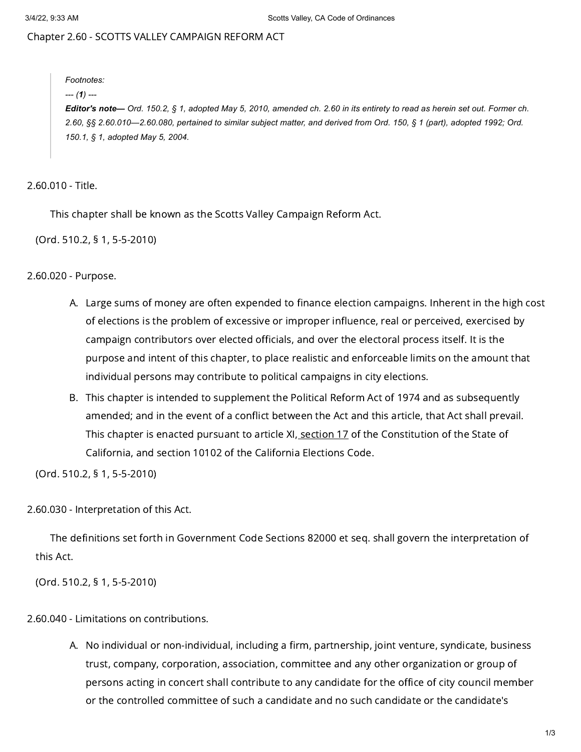# Chapter 2.60 - SCOTTS VALLEY CAMPAIGN REFORM ACT

> *Footnotes:*
>
> *--- (**1**) ---*
>
> ***Editor's note—*** *Ord. 150.2, § 1, adopted May 5, 2010, amended ch. 2.60 in its entirety to read as herein set out. Former ch. 2.60, §§ 2.60.010—2.60.080, pertained to similar subject matter, and derived from Ord. 150, § 1 (part), adopted 1992; Ord. 150.1, § 1, adopted May 5, 2004.*

## 2.60.010 - Title.

This chapter shall be known as the Scotts Valley Campaign Reform Act.

(Ord. 510.2, § 1, 5-5-2010)

## 2.60.020 - Purpose.

A. Large sums of money are often expended to finance election campaigns. Inherent in the high cost of elections is the problem of excessive or improper influence, real or perceived, exercised by campaign contributors over elected officials, and over the electoral process itself. It is the purpose and intent of this chapter, to place realistic and enforceable limits on the amount that individual persons may contribute to political campaigns in city elections.

B. This chapter is intended to supplement the Political Reform Act of 1974 and as subsequently amended; and in the event of a conflict between the Act and this article, that Act shall prevail. This chapter is enacted pursuant to article XI, section 17 of the Constitution of the State of California, and section 10102 of the California Elections Code.

(Ord. 510.2, § 1, 5-5-2010)

## 2.60.030 - Interpretation of this Act.

The definitions set forth in Government Code Sections 82000 et seq. shall govern the interpretation of this Act.

(Ord. 510.2, § 1, 5-5-2010)

## 2.60.040 - Limitations on contributions.

A. No individual or non-individual, including a firm, partnership, joint venture, syndicate, business trust, company, corporation, association, committee and any other organization or group of persons acting in concert shall contribute to any candidate for the office of city council member or the controlled committee of such a candidate and no such candidate or the candidate's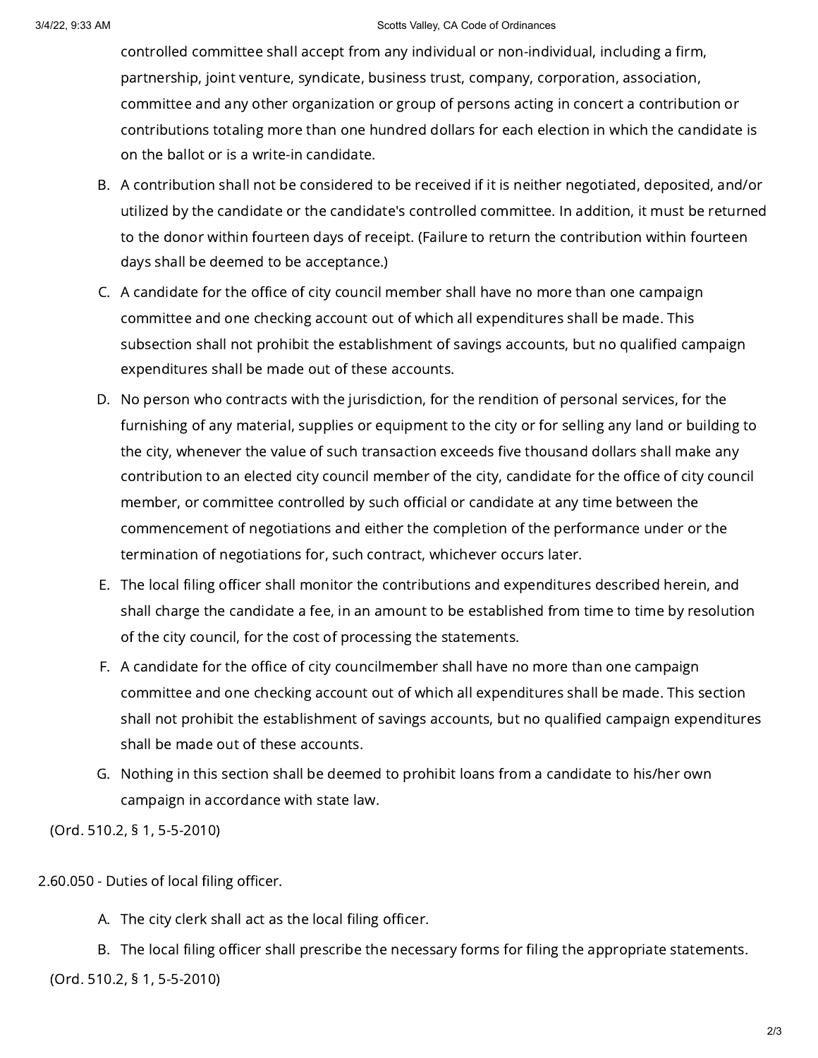controlled committee shall accept from any individual or non-individual, including a firm, partnership, joint venture, syndicate, business trust, company, corporation, association, committee and any other organization or group of persons acting in concert a contribution or contributions totaling more than one hundred dollars for each election in which the candidate is on the ballot or is a write-in candidate.

B. A contribution shall not be considered to be received if it is neither negotiated, deposited, and/or utilized by the candidate or the candidate's controlled committee. In addition, it must be returned to the donor within fourteen days of receipt. (Failure to return the contribution within fourteen days shall be deemed to be acceptance.)

C. A candidate for the office of city council member shall have no more than one campaign committee and one checking account out of which all expenditures shall be made. This subsection shall not prohibit the establishment of savings accounts, but no qualified campaign expenditures shall be made out of these accounts.

D. No person who contracts with the jurisdiction, for the rendition of personal services, for the furnishing of any material, supplies or equipment to the city or for selling any land or building to the city, whenever the value of such transaction exceeds five thousand dollars shall make any contribution to an elected city council member of the city, candidate for the office of city council member, or committee controlled by such official or candidate at any time between the commencement of negotiations and either the completion of the performance under or the termination of negotiations for, such contract, whichever occurs later.

E. The local filing officer shall monitor the contributions and expenditures described herein, and shall charge the candidate a fee, in an amount to be established from time to time by resolution of the city council, for the cost of processing the statements.

F. A candidate for the office of city councilmember shall have no more than one campaign committee and one checking account out of which all expenditures shall be made. This section shall not prohibit the establishment of savings accounts, but no qualified campaign expenditures shall be made out of these accounts.

G. Nothing in this section shall be deemed to prohibit loans from a candidate to his/her own campaign in accordance with state law.

(Ord. 510.2, § 1, 5-5-2010)

2.60.050 - Duties of local filing officer.

A. The city clerk shall act as the local filing officer.

B. The local filing officer shall prescribe the necessary forms for filing the appropriate statements.

(Ord. 510.2, § 1, 5-5-2010)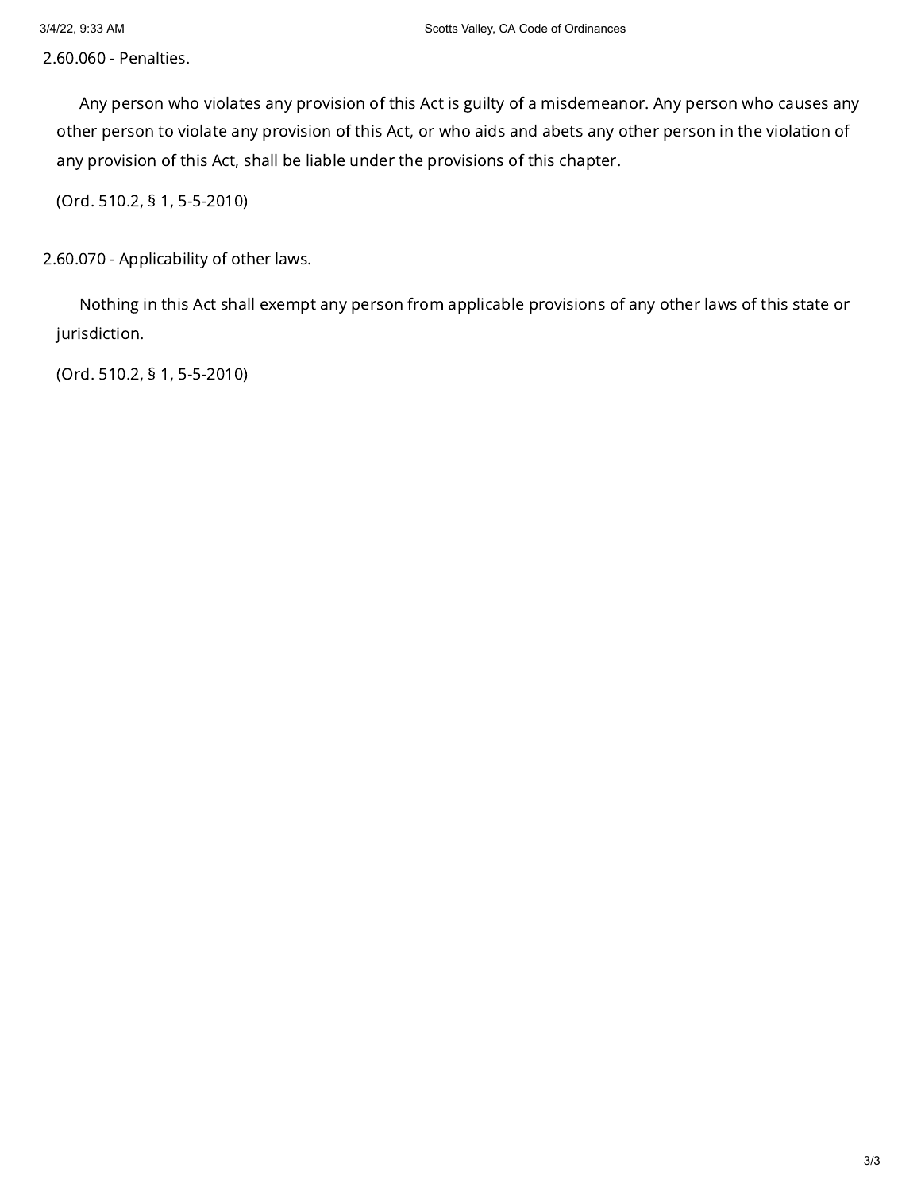## 2.60.060 - Penalties.

Any person who violates any provision of this Act is guilty of a misdemeanor. Any person who causes any other person to violate any provision of this Act, or who aids and abets any other person in the violation of any provision of this Act, shall be liable under the provisions of this chapter.

(Ord. 510.2, § 1, 5-5-2010)

## 2.60.070 - Applicability of other laws.

Nothing in this Act shall exempt any person from applicable provisions of any other laws of this state or jurisdiction.

(Ord. 510.2, § 1, 5-5-2010)